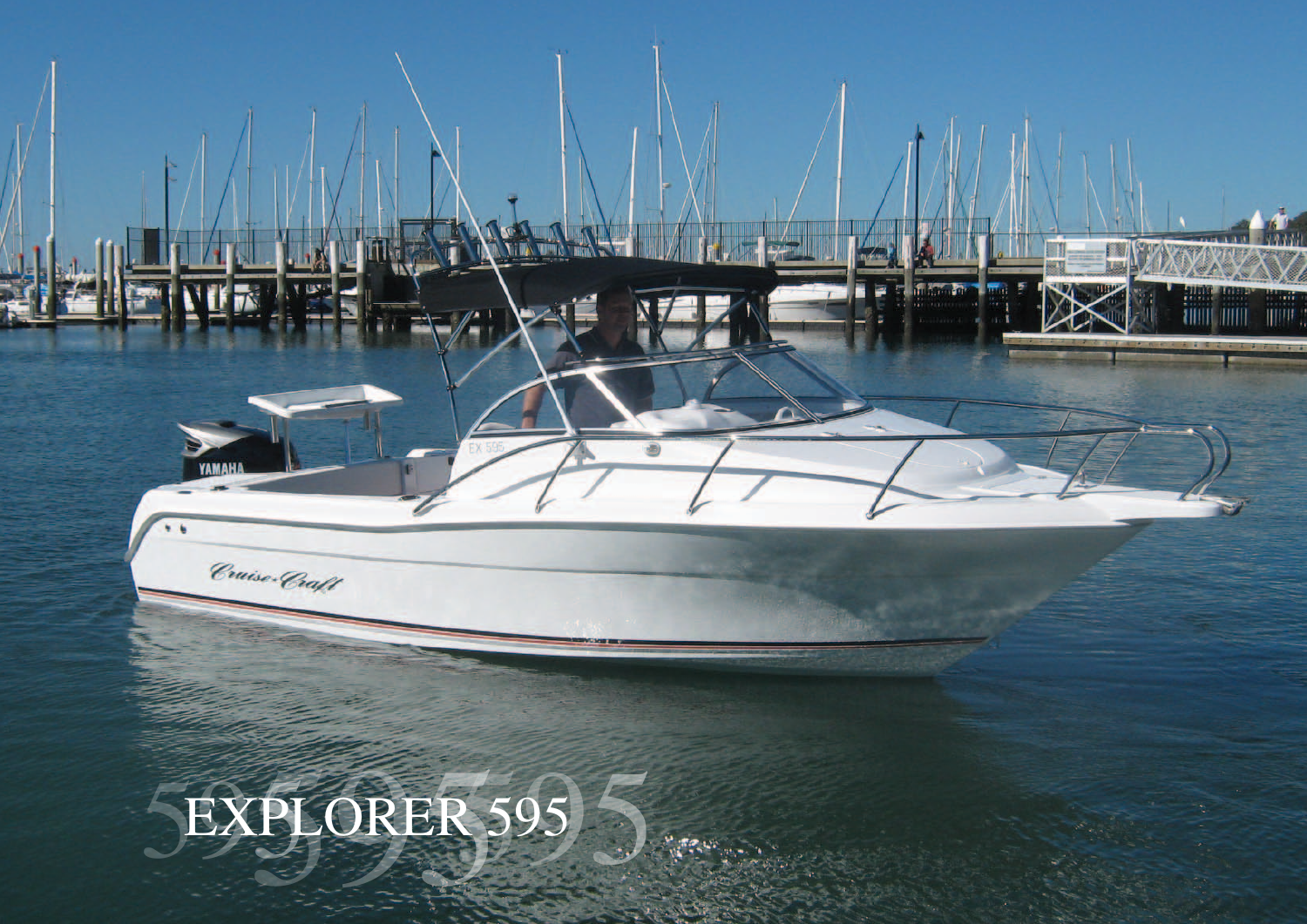# EXPLORER 595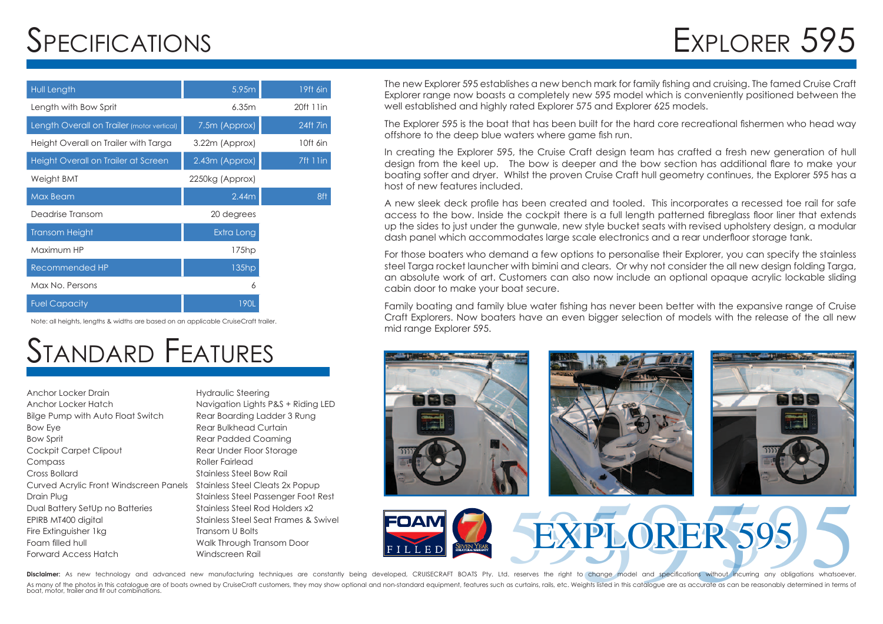# Specifications

# Explorer 595

| | | |
|---|---|---|
| Hull Length | 5.95m | 19ft 6in |
| Length with Bow Sprit | 6.35m | 20ft 11in |
| Length Overall on Trailer (motor vertical) | 7.5m (Approx) | 24ft 7in |
| Height Overall on Trailer with Targa | 3.22m (Approx) | 10ft 6in |
| Height Overall on Trailer at Screen | 2.43m (Approx) | 7ft 11in |
| Weight BMT | 2250kg (Approx) | |
| Max Beam | 2.44m | 8ft |
| Deadrise Transom | 20 degrees | |
| Transom Height | Extra Long | |
| Maximum HP | 175hp | |
| Recommended HP | 135hp | |
| Max No. Persons | 6 | |
| Fuel Capacity | 190L | |

Note: all heights, lengths & widths are based on an applicable CruiseCraft trailer.

# Standard Features

- Anchor Locker Drain
- Anchor Locker Hatch
- Bilge Pump with Auto Float Switch
- Bow Eye
- Bow Sprit
- Cockpit Carpet Clipout
- Compass
- Cross Bollard
- Curved Acrylic Front Windscreen Panels
- Drain Plug
- Dual Battery SetUp no Batteries
- EPIRB MT400 digital
- Fire Extinguisher 1kg
- Foam filled hull
- Forward Access Hatch
- Hydraulic Steering
- Navigation Lights P&S + Riding LED
- Rear Boarding Ladder 3 Rung
- Rear Bulkhead Curtain
- Rear Padded Coaming
- Rear Under Floor Storage
- Roller Fairlead
- Stainless Steel Bow Rail
- Stainless Steel Cleats 2x Popup
- Stainless Steel Passenger Foot Rest
- Stainless Steel Rod Holders x2
- Stainless Steel Seat Frames & Swivel
- Transom U Bolts
- Walk Through Transom Door
- Windscreen Rail

The new Explorer 595 establishes a new bench mark for family fishing and cruising. The famed Cruise Craft Explorer range now boasts a completely new 595 model which is conveniently positioned between the well established and highly rated Explorer 575 and Explorer 625 models.

The Explorer 595 is the boat that has been built for the hard core recreational fishermen who head way offshore to the deep blue waters where game fish run.

In creating the Explorer 595, the Cruise Craft design team has crafted a fresh new generation of hull design from the keel up. The bow is deeper and the bow section has additional flare to make your boating softer and dryer. Whilst the proven Cruise Craft hull geometry continues, the Explorer 595 has a host of new features included.

A new sleek deck profile has been created and tooled. This incorporates a recessed toe rail for safe access to the bow. Inside the cockpit there is a full length patterned fibreglass floor liner that extends up the sides to just under the gunwale, new style bucket seats with revised upholstery design, a modular dash panel which accommodates large scale electronics and a rear underfloor storage tank.

For those boaters who demand a few options to personalise their Explorer, you can specify the stainless steel Targa rocket launcher with bimini and clears. Or why not consider the all new design folding Targa, an absolute work of art. Customers can also now include an optional opaque acrylic lockable sliding cabin door to make your boat secure.

Family boating and family blue water fishing has never been better with the expansive range of Cruise Craft Explorers. Now boaters have an even bigger selection of models with the release of the all new mid range Explorer 595.

FOAM FILLED

SEVEN YEAR STRUCTURAL WARRANTY

EXPLORER 595

**Disclaimer:** As new technology and advanced new manufacturing techniques are constantly being developed, CRUISECRAFT BOATS Pty. Ltd. reserves the right to change model and specifications without incurring any obligations whatsoever. As many of the photos in this catalogue are of boats owned by CruiseCraft customers, they may show optional and non-standard equipment, features such as curtains, rails, etc. Weights listed in this catalogue are as accurate as can be reasonably determined in terms of boat, motor, trailer and fit out combinations.